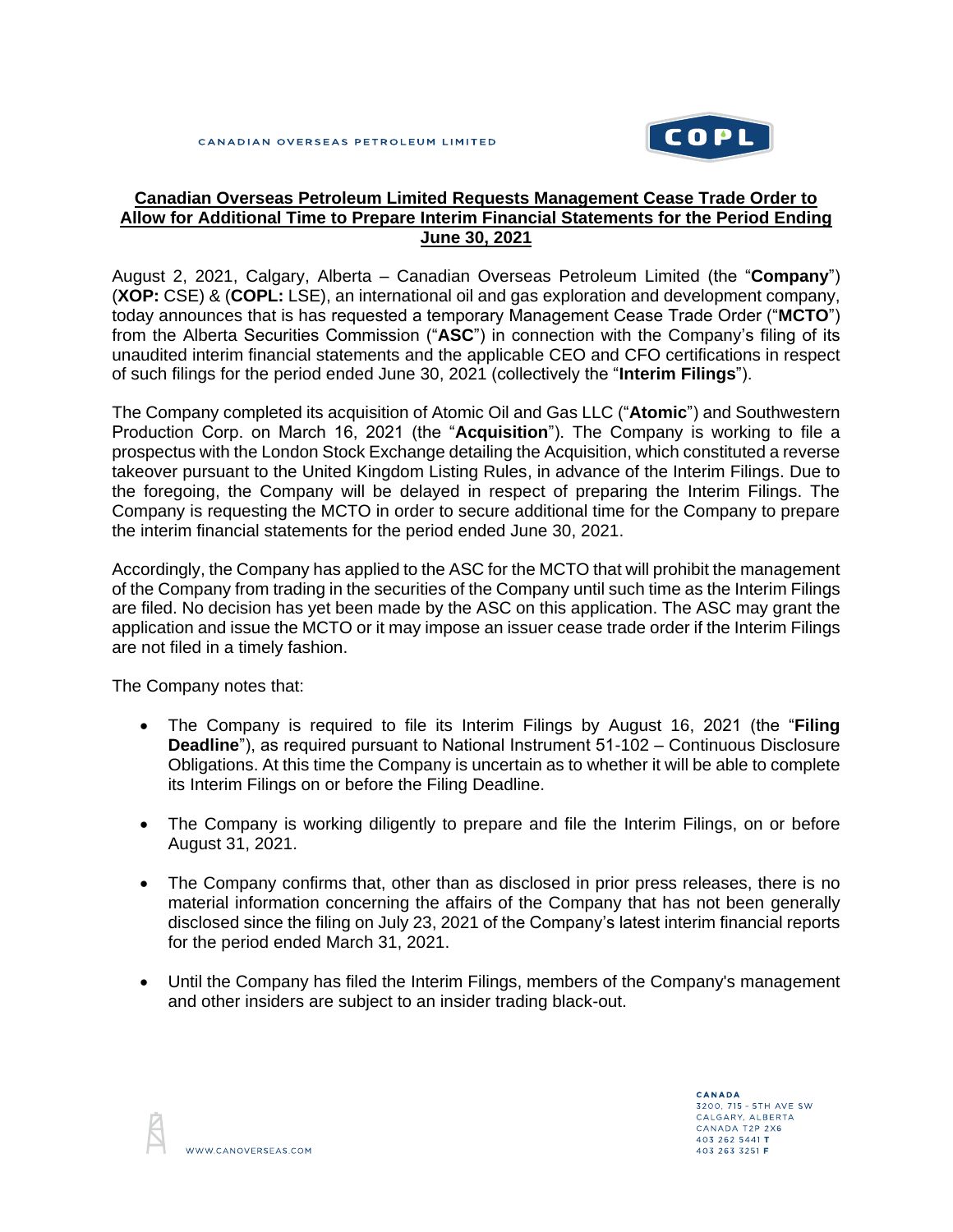CANADIAN OVERSEAS PETROLEUM LIMITED

# Canadian Overseas Petroleum Limited Requests Management Cease Trade Order to Allow for Additional Time to Prepare Interim Financial Statements for the Period Ending June 30, 2021

August 2, 2021, Calgary, Alberta – Canadian Overseas Petroleum Limited (the "**Company**") (**XOP:** CSE) & (**COPL:** LSE), an international oil and gas exploration and development company, today announces that is has requested a temporary Management Cease Trade Order ("**MCTO**") from the Alberta Securities Commission ("**ASC**") in connection with the Company's filing of its unaudited interim financial statements and the applicable CEO and CFO certifications in respect of such filings for the period ended June 30, 2021 (collectively the "**Interim Filings**").

The Company completed its acquisition of Atomic Oil and Gas LLC ("**Atomic**") and Southwestern Production Corp. on March 16, 2021 (the "**Acquisition**"). The Company is working to file a prospectus with the London Stock Exchange detailing the Acquisition, which constituted a reverse takeover pursuant to the United Kingdom Listing Rules, in advance of the Interim Filings. Due to the foregoing, the Company will be delayed in respect of preparing the Interim Filings. The Company is requesting the MCTO in order to secure additional time for the Company to prepare the interim financial statements for the period ended June 30, 2021.

Accordingly, the Company has applied to the ASC for the MCTO that will prohibit the management of the Company from trading in the securities of the Company until such time as the Interim Filings are filed. No decision has yet been made by the ASC on this application. The ASC may grant the application and issue the MCTO or it may impose an issuer cease trade order if the Interim Filings are not filed in a timely fashion.

The Company notes that:

- The Company is required to file its Interim Filings by August 16, 2021 (the "**Filing Deadline**"), as required pursuant to National Instrument 51-102 – Continuous Disclosure Obligations. At this time the Company is uncertain as to whether it will be able to complete its Interim Filings on or before the Filing Deadline.
- The Company is working diligently to prepare and file the Interim Filings, on or before August 31, 2021.
- The Company confirms that, other than as disclosed in prior press releases, there is no material information concerning the affairs of the Company that has not been generally disclosed since the filing on July 23, 2021 of the Company's latest interim financial reports for the period ended March 31, 2021.
- Until the Company has filed the Interim Filings, members of the Company's management and other insiders are subject to an insider trading black-out.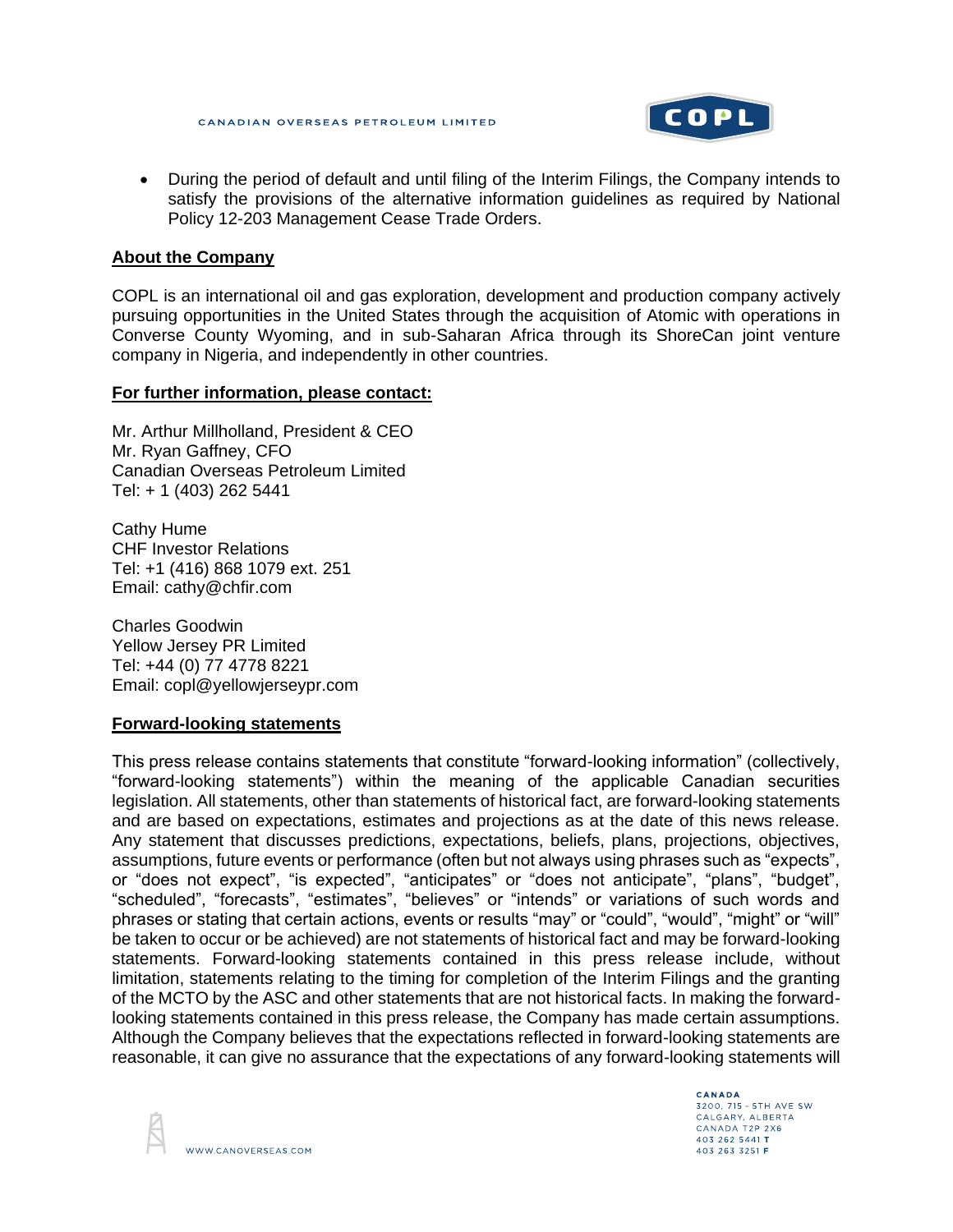- During the period of default and until filing of the Interim Filings, the Company intends to satisfy the provisions of the alternative information guidelines as required by National Policy 12-203 Management Cease Trade Orders.

## About the Company

COPL is an international oil and gas exploration, development and production company actively pursuing opportunities in the United States through the acquisition of Atomic with operations in Converse County Wyoming, and in sub-Saharan Africa through its ShoreCan joint venture company in Nigeria, and independently in other countries.

## For further information, please contact:

Mr. Arthur Millholland, President & CEO
Mr. Ryan Gaffney, CFO
Canadian Overseas Petroleum Limited
Tel: + 1 (403) 262 5441

Cathy Hume
CHF Investor Relations
Tel: +1 (416) 868 1079 ext. 251
Email: cathy@chfir.com

Charles Goodwin
Yellow Jersey PR Limited
Tel: +44 (0) 77 4778 8221
Email: copl@yellowjerseypr.com

## Forward-looking statements

This press release contains statements that constitute "forward-looking information" (collectively, "forward-looking statements") within the meaning of the applicable Canadian securities legislation. All statements, other than statements of historical fact, are forward-looking statements and are based on expectations, estimates and projections as at the date of this news release. Any statement that discusses predictions, expectations, beliefs, plans, projections, objectives, assumptions, future events or performance (often but not always using phrases such as "expects", or "does not expect", "is expected", "anticipates" or "does not anticipate", "plans", "budget", "scheduled", "forecasts", "estimates", "believes" or "intends" or variations of such words and phrases or stating that certain actions, events or results "may" or "could", "would", "might" or "will" be taken to occur or be achieved) are not statements of historical fact and may be forward-looking statements. Forward-looking statements contained in this press release include, without limitation, statements relating to the timing for completion of the Interim Filings and the granting of the MCTO by the ASC and other statements that are not historical facts. In making the forward-looking statements contained in this press release, the Company has made certain assumptions. Although the Company believes that the expectations reflected in forward-looking statements are reasonable, it can give no assurance that the expectations of any forward-looking statements will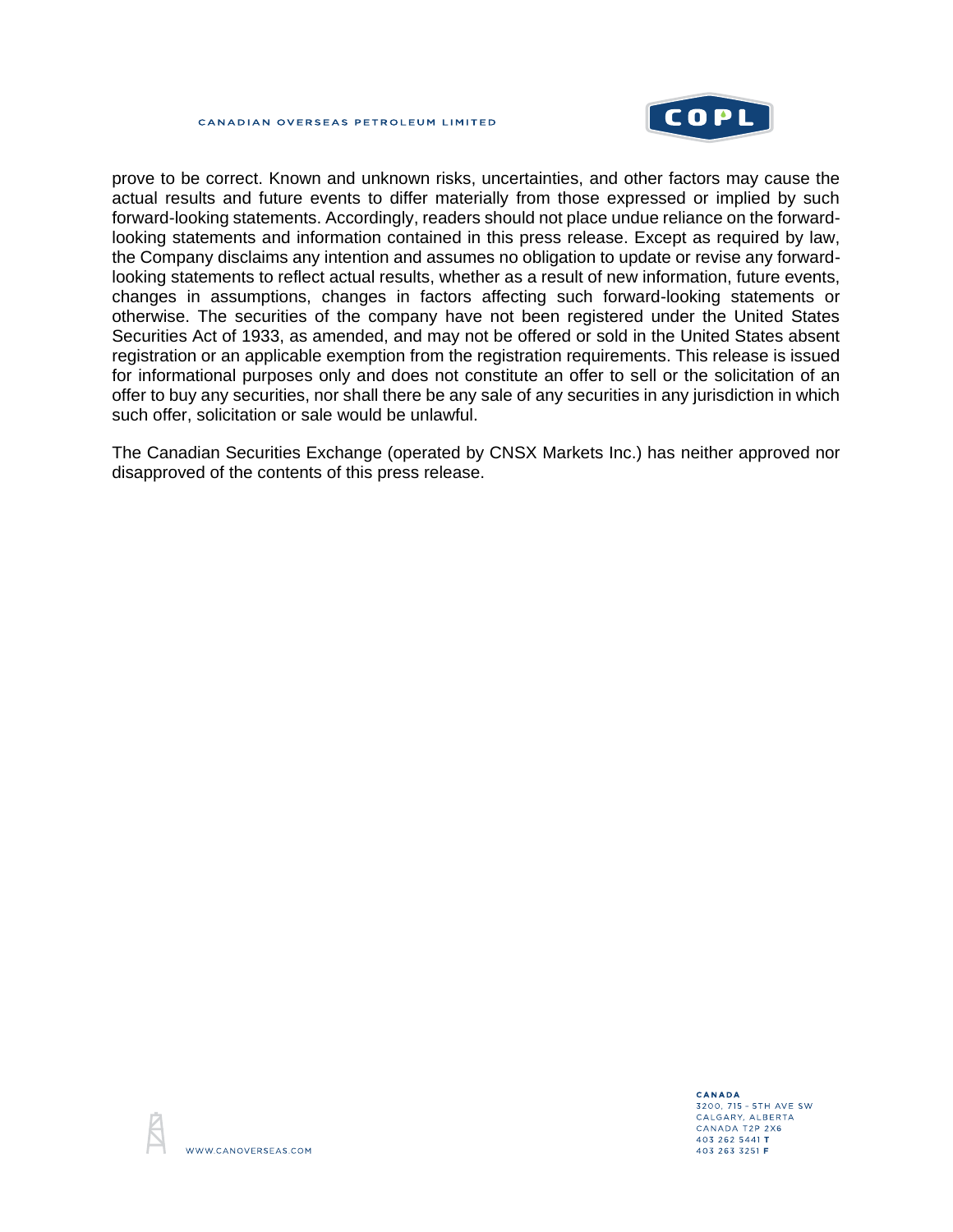prove to be correct. Known and unknown risks, uncertainties, and other factors may cause the actual results and future events to differ materially from those expressed or implied by such forward-looking statements. Accordingly, readers should not place undue reliance on the forward-looking statements and information contained in this press release. Except as required by law, the Company disclaims any intention and assumes no obligation to update or revise any forward-looking statements to reflect actual results, whether as a result of new information, future events, changes in assumptions, changes in factors affecting such forward-looking statements or otherwise. The securities of the company have not been registered under the United States Securities Act of 1933, as amended, and may not be offered or sold in the United States absent registration or an applicable exemption from the registration requirements. This release is issued for informational purposes only and does not constitute an offer to sell or the solicitation of an offer to buy any securities, nor shall there be any sale of any securities in any jurisdiction in which such offer, solicitation or sale would be unlawful.

The Canadian Securities Exchange (operated by CNSX Markets Inc.) has neither approved nor disapproved of the contents of this press release.